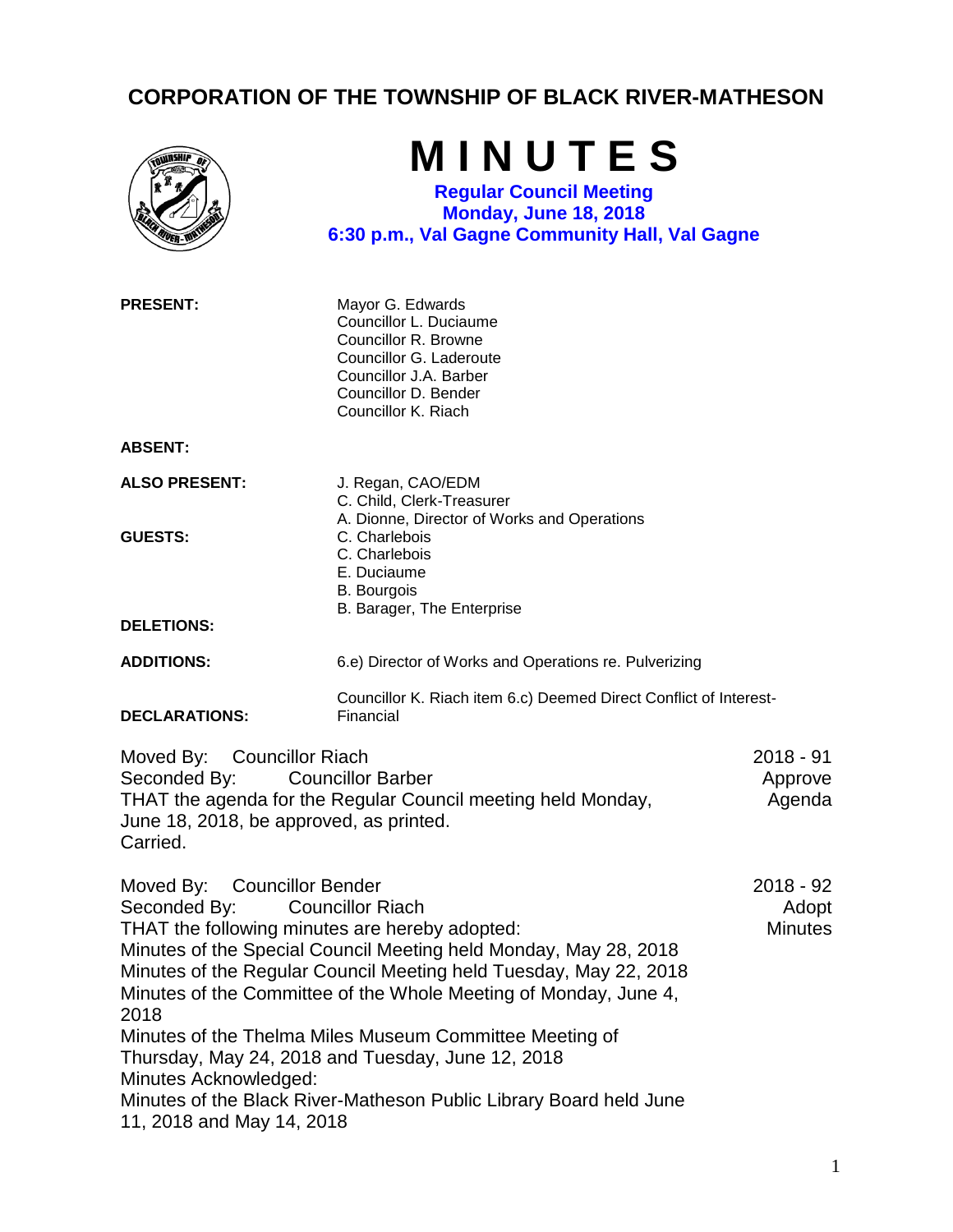# CORPORATION OF THE TOWNSHIP OF BLACK RIVER-MATHESON

# M I N U T E S

**Regular Council Meeting**
**Monday, June 18, 2018**
**6:30 p.m., Val Gagne Community Hall, Val Gagne**

**PRESENT:**
Mayor G. Edwards
Councillor L. Duciaume
Councillor R. Browne
Councillor G. Laderoute
Councillor J.A. Barber
Councillor D. Bender
Councillor K. Riach

**ABSENT:**

**ALSO PRESENT:**
J. Regan, CAO/EDM
C. Child, Clerk-Treasurer
A. Dionne, Director of Works and Operations

**GUESTS:**
C. Charlebois
C. Charlebois
E. Duciaume
B. Bourgois
B. Barager, The Enterprise

**DELETIONS:**

**ADDITIONS:** 6.e) Director of Works and Operations re. Pulverizing

**DECLARATIONS:** Councillor K. Riach item 6.c) Deemed Direct Conflict of Interest-Financial

**2018 - 91 Approve Agenda**

Moved By: Councillor Riach
Seconded By: Councillor Barber
THAT the agenda for the Regular Council meeting held Monday, June 18, 2018, be approved, as printed.
Carried.

**2018 - 92 Adopt Minutes**

Moved By: Councillor Bender
Seconded By: Councillor Riach
THAT the following minutes are hereby adopted:
Minutes of the Special Council Meeting held Monday, May 28, 2018
Minutes of the Regular Council Meeting held Tuesday, May 22, 2018
Minutes of the Committee of the Whole Meeting of Monday, June 4, 2018
Minutes of the Thelma Miles Museum Committee Meeting of Thursday, May 24, 2018 and Tuesday, June 12, 2018
Minutes Acknowledged:
Minutes of the Black River-Matheson Public Library Board held June 11, 2018 and May 14, 2018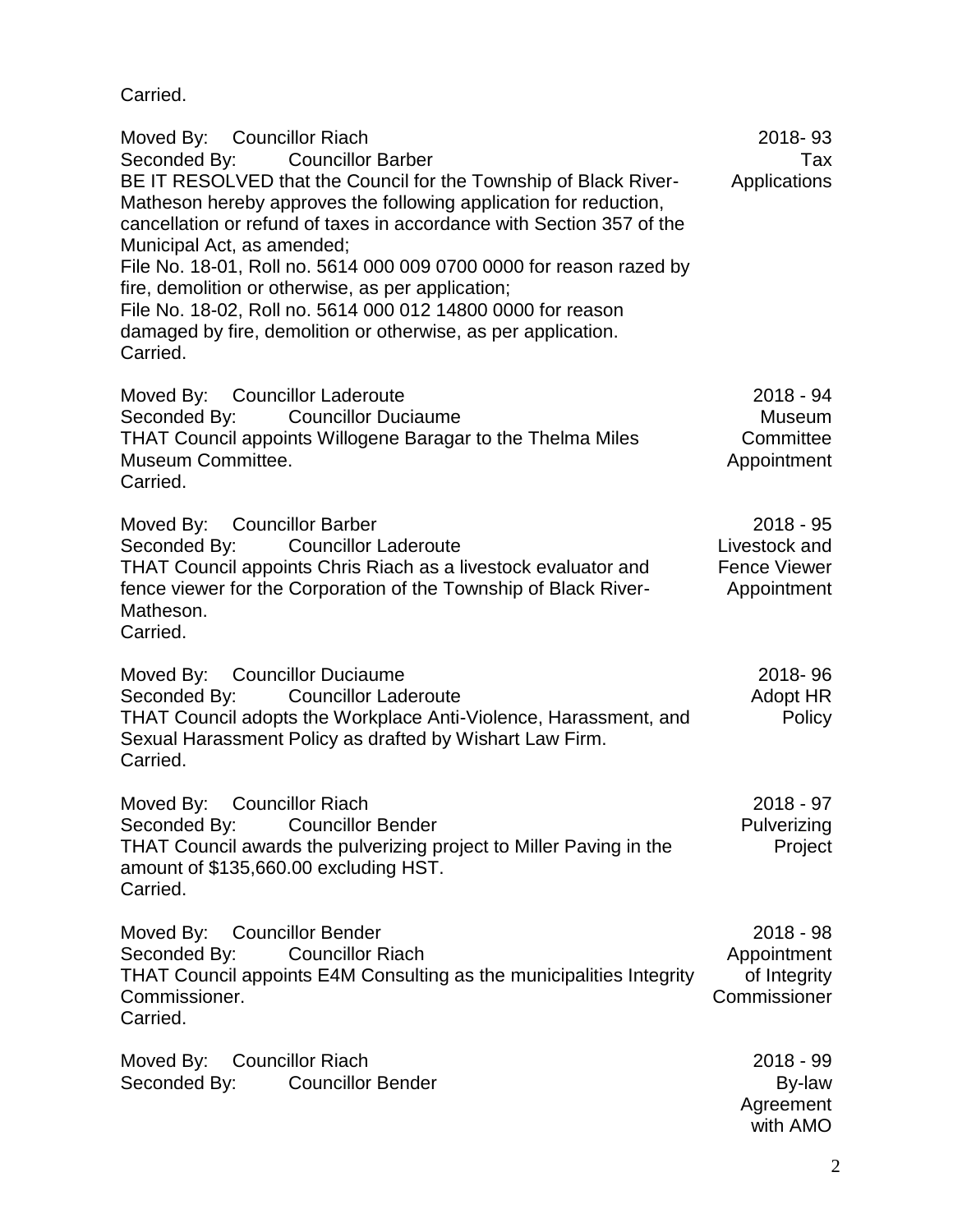Carried.

Moved By: Councillor Riach
Seconded By: Councillor Barber
BE IT RESOLVED that the Council for the Township of Black River-Matheson hereby approves the following application for reduction, cancellation or refund of taxes in accordance with Section 357 of the Municipal Act, as amended;
File No. 18-01, Roll no. 5614 000 009 0700 0000 for reason razed by fire, demolition or otherwise, as per application;
File No. 18-02, Roll no. 5614 000 012 14800 0000 for reason damaged by fire, demolition or otherwise, as per application.
Carried.

2018- 93
Tax Applications

Moved By: Councillor Laderoute
Seconded By: Councillor Duciaume
THAT Council appoints Willogene Baragar to the Thelma Miles Museum Committee.
Carried.

2018 - 94
Museum Committee Appointment

Moved By: Councillor Barber
Seconded By: Councillor Laderoute
THAT Council appoints Chris Riach as a livestock evaluator and fence viewer for the Corporation of the Township of Black River-Matheson.
Carried.

2018 - 95
Livestock and Fence Viewer Appointment

Moved By: Councillor Duciaume
Seconded By: Councillor Laderoute
THAT Council adopts the Workplace Anti-Violence, Harassment, and Sexual Harassment Policy as drafted by Wishart Law Firm.
Carried.

2018- 96
Adopt HR Policy

Moved By: Councillor Riach
Seconded By: Councillor Bender
THAT Council awards the pulverizing project to Miller Paving in the amount of $135,660.00 excluding HST.
Carried.

2018 - 97
Pulverizing Project

Moved By: Councillor Bender
Seconded By: Councillor Riach
THAT Council appoints E4M Consulting as the municipalities Integrity Commissioner.
Carried.

2018 - 98
Appointment of Integrity Commissioner

Moved By: Councillor Riach
Seconded By: Councillor Bender

2018 - 99
By-law Agreement with AMO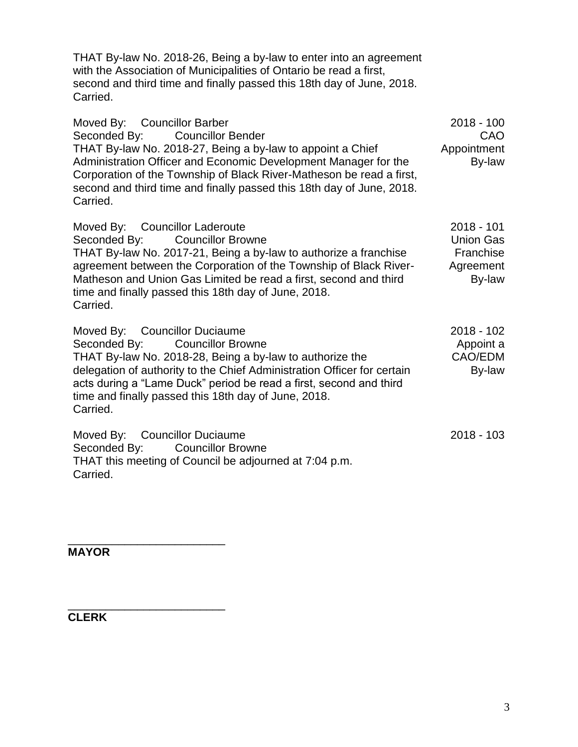THAT By-law No. 2018-26, Being a by-law to enter into an agreement with the Association of Municipalities of Ontario be read a first, second and third time and finally passed this 18th day of June, 2018.
Carried.

Moved By: Councillor Barber
Seconded By: Councillor Bender
THAT By-law No. 2018-27, Being a by-law to appoint a Chief Administration Officer and Economic Development Manager for the Corporation of the Township of Black River-Matheson be read a first, second and third time and finally passed this 18th day of June, 2018.
Carried.

2018 - 100
CAO Appointment By-law

Moved By: Councillor Laderoute
Seconded By: Councillor Browne
THAT By-law No. 2017-21, Being a by-law to authorize a franchise agreement between the Corporation of the Township of Black River-Matheson and Union Gas Limited be read a first, second and third time and finally passed this 18th day of June, 2018.
Carried.

2018 - 101
Union Gas Franchise Agreement By-law

Moved By: Councillor Duciaume
Seconded By: Councillor Browne
THAT By-law No. 2018-28, Being a by-law to authorize the delegation of authority to the Chief Administration Officer for certain acts during a "Lame Duck" period be read a first, second and third time and finally passed this 18th day of June, 2018.
Carried.

2018 - 102
Appoint a CAO/EDM By-law

Moved By: Councillor Duciaume
Seconded By: Councillor Browne
THAT this meeting of Council be adjourned at 7:04 p.m.
Carried.

2018 - 103

_________________________
**MAYOR**

_________________________
**CLERK**